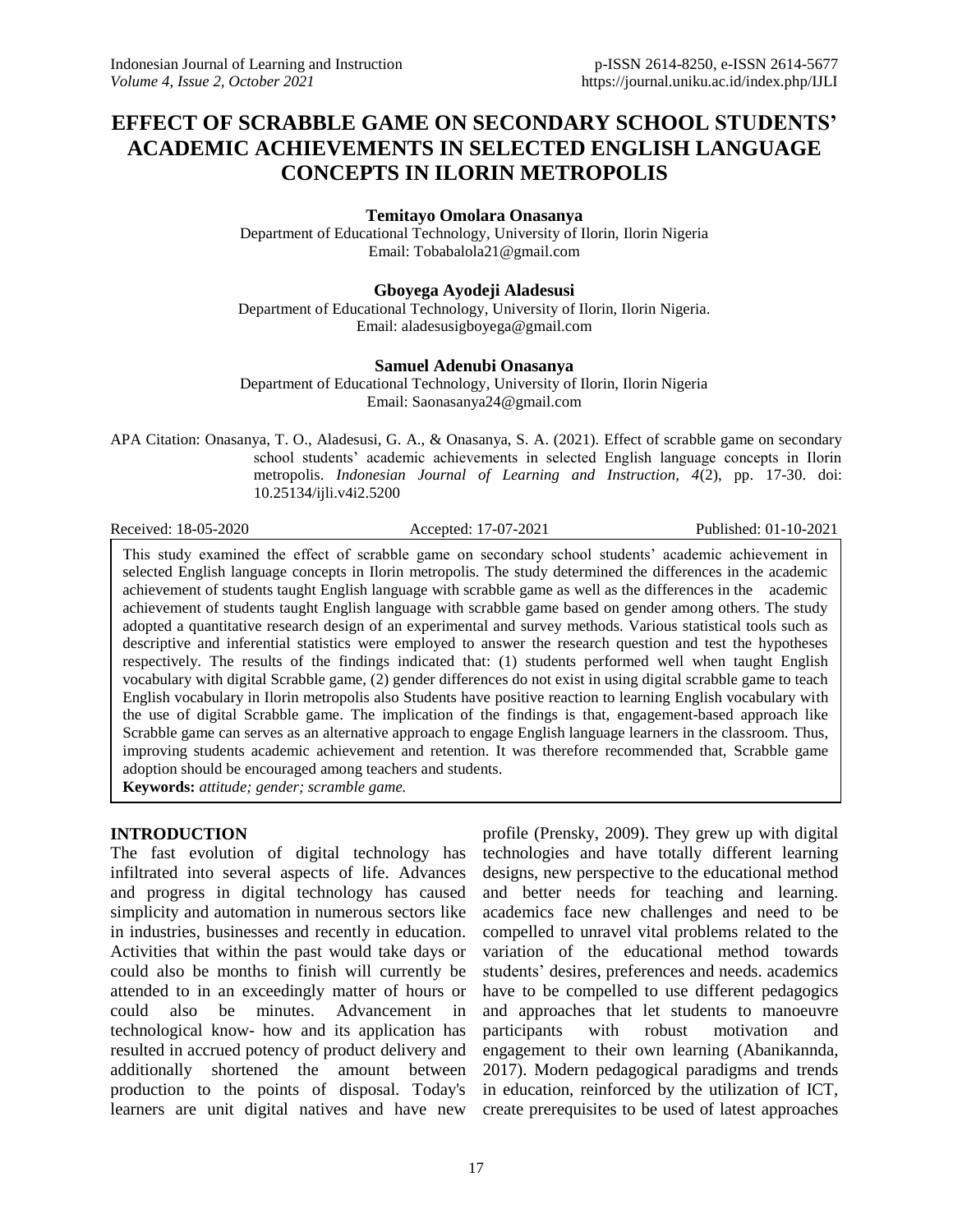# EFFECT OF SCRABBLE GAME ON SECONDARY SCHOOL STUDENTS' ACADEMIC ACHIEVEMENTS IN SELECTED ENGLISH LANGUAGE CONCEPTS IN ILORIN METROPOLIS

**Temitayo Omolara Onasanya**
Department of Educational Technology, University of Ilorin, Ilorin Nigeria
Email: Tobabalola21@gmail.com

**Gboyega Ayodeji Aladesusi**
Department of Educational Technology, University of Ilorin, Ilorin Nigeria.
Email: aladesusigboyega@gmail.com

**Samuel Adenubi Onasanya**
Department of Educational Technology, University of Ilorin, Ilorin Nigeria
Email: Saonasanya24@gmail.com

APA Citation: Onasanya, T. O., Aladesusi, G. A., & Onasanya, S. A. (2021). Effect of scrabble game on secondary school students' academic achievements in selected English language concepts in Ilorin metropolis. *Indonesian Journal of Learning and Instruction, 4*(2), pp. 17-30. doi: 10.25134/ijli.v4i2.5200

Received: 18-05-2020 | Accepted: 17-07-2021 | Published: 01-10-2021

This study examined the effect of scrabble game on secondary school students' academic achievement in selected English language concepts in Ilorin metropolis. The study determined the differences in the academic achievement of students taught English language with scrabble game as well as the differences in the academic achievement of students taught English language with scrabble game based on gender among others. The study adopted a quantitative research design of an experimental and survey methods. Various statistical tools such as descriptive and inferential statistics were employed to answer the research question and test the hypotheses respectively. The results of the findings indicated that: (1) students performed well when taught English vocabulary with digital Scrabble game, (2) gender differences do not exist in using digital scrabble game to teach English vocabulary in Ilorin metropolis also Students have positive reaction to learning English vocabulary with the use of digital Scrabble game. The implication of the findings is that, engagement-based approach like Scrabble game can serves as an alternative approach to engage English language learners in the classroom. Thus, improving students academic achievement and retention. It was therefore recommended that, Scrabble game adoption should be encouraged among teachers and students.

**Keywords:** *attitude; gender; scramble game.*

## INTRODUCTION

The fast evolution of digital technology has infiltrated into several aspects of life. Advances and progress in digital technology has caused simplicity and automation in numerous sectors like in industries, businesses and recently in education. Activities that within the past would take days or could also be months to finish will currently be attended to in an exceedingly matter of hours or could also be minutes. Advancement in technological know- how and its application has resulted in accrued potency of product delivery and additionally shortened the amount between production to the points of disposal. Today's learners are unit digital natives and have new profile (Prensky, 2009). They grew up with digital technologies and have totally different learning designs, new perspective to the educational method and better needs for teaching and learning. academics face new challenges and need to be compelled to unravel vital problems related to the variation of the educational method towards students' desires, preferences and needs. academics have to be compelled to use different pedagogics and approaches that let students to manoeuvre participants with robust motivation and engagement to their own learning (Abanikannda, 2017). Modern pedagogical paradigms and trends in education, reinforced by the utilization of ICT, create prerequisites to be used of latest approaches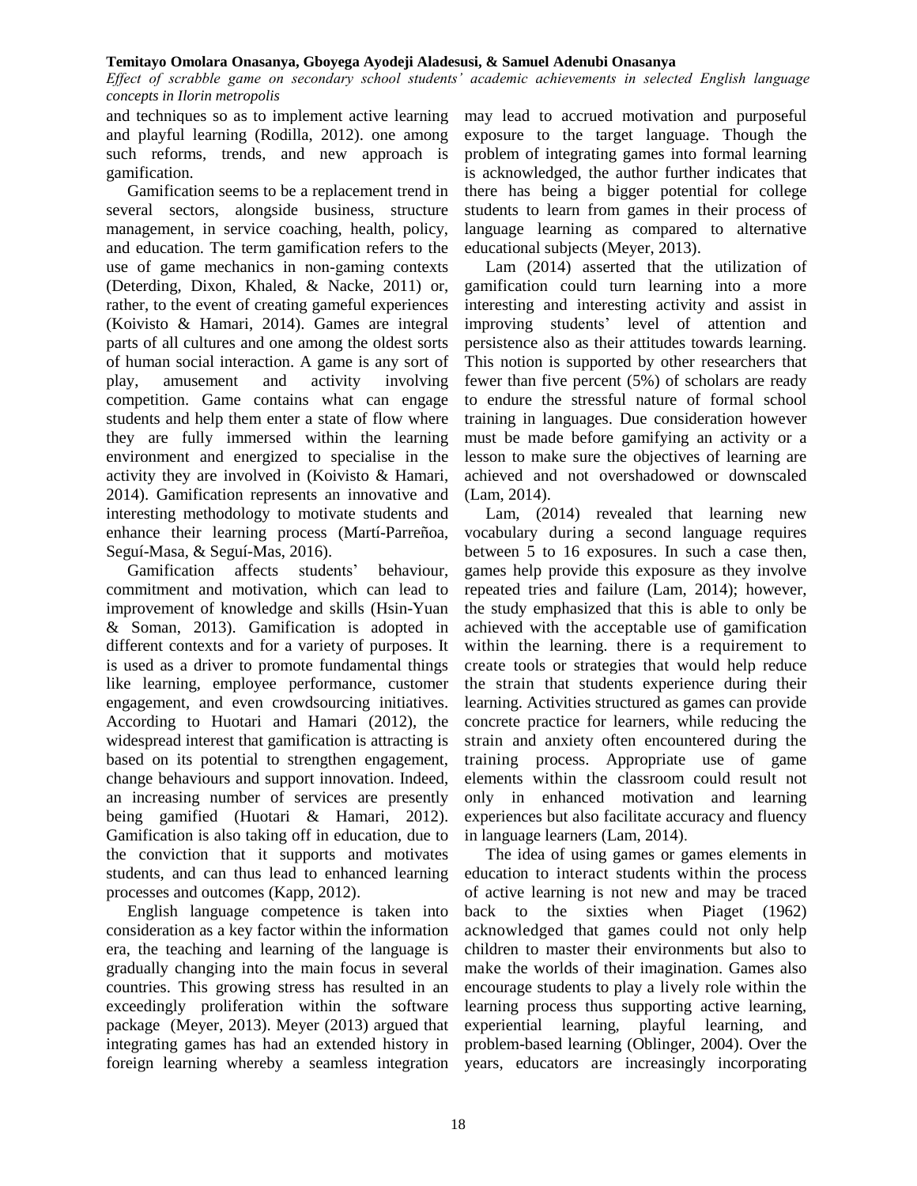and techniques so as to implement active learning and playful learning (Rodilla, 2012). one among such reforms, trends, and new approach is gamification.

Gamification seems to be a replacement trend in several sectors, alongside business, structure management, in service coaching, health, policy, and education. The term gamification refers to the use of game mechanics in non-gaming contexts (Deterding, Dixon, Khaled, & Nacke, 2011) or, rather, to the event of creating gameful experiences (Koivisto & Hamari, 2014). Games are integral parts of all cultures and one among the oldest sorts of human social interaction. A game is any sort of play, amusement and activity involving competition. Game contains what can engage students and help them enter a state of flow where they are fully immersed within the learning environment and energized to specialise in the activity they are involved in (Koivisto & Hamari, 2014). Gamification represents an innovative and interesting methodology to motivate students and enhance their learning process (Martí-Parreñoa, Seguí-Masa, & Seguí-Mas, 2016).

Gamification affects students' behaviour, commitment and motivation, which can lead to improvement of knowledge and skills (Hsin-Yuan & Soman, 2013). Gamification is adopted in different contexts and for a variety of purposes. It is used as a driver to promote fundamental things like learning, employee performance, customer engagement, and even crowdsourcing initiatives. According to Huotari and Hamari (2012), the widespread interest that gamification is attracting is based on its potential to strengthen engagement, change behaviours and support innovation. Indeed, an increasing number of services are presently being gamified (Huotari & Hamari, 2012). Gamification is also taking off in education, due to the conviction that it supports and motivates students, and can thus lead to enhanced learning processes and outcomes (Kapp, 2012).

English language competence is taken into consideration as a key factor within the information era, the teaching and learning of the language is gradually changing into the main focus in several countries. This growing stress has resulted in an exceedingly proliferation within the software package (Meyer, 2013). Meyer (2013) argued that integrating games has had an extended history in foreign learning whereby a seamless integration may lead to accrued motivation and purposeful exposure to the target language. Though the problem of integrating games into formal learning is acknowledged, the author further indicates that there has being a bigger potential for college students to learn from games in their process of language learning as compared to alternative educational subjects (Meyer, 2013).

Lam (2014) asserted that the utilization of gamification could turn learning into a more interesting and interesting activity and assist in improving students' level of attention and persistence also as their attitudes towards learning. This notion is supported by other researchers that fewer than five percent (5%) of scholars are ready to endure the stressful nature of formal school training in languages. Due consideration however must be made before gamifying an activity or a lesson to make sure the objectives of learning are achieved and not overshadowed or downscaled (Lam, 2014).

Lam, (2014) revealed that learning new vocabulary during a second language requires between 5 to 16 exposures. In such a case then, games help provide this exposure as they involve repeated tries and failure (Lam, 2014); however, the study emphasized that this is able to only be achieved with the acceptable use of gamification within the learning. there is a requirement to create tools or strategies that would help reduce the strain that students experience during their learning. Activities structured as games can provide concrete practice for learners, while reducing the strain and anxiety often encountered during the training process. Appropriate use of game elements within the classroom could result not only in enhanced motivation and learning experiences but also facilitate accuracy and fluency in language learners (Lam, 2014).

The idea of using games or games elements in education to interact students within the process of active learning is not new and may be traced back to the sixties when Piaget (1962) acknowledged that games could not only help children to master their environments but also to make the worlds of their imagination. Games also encourage students to play a lively role within the learning process thus supporting active learning, experiential learning, playful learning, and problem-based learning (Oblinger, 2004). Over the years, educators are increasingly incorporating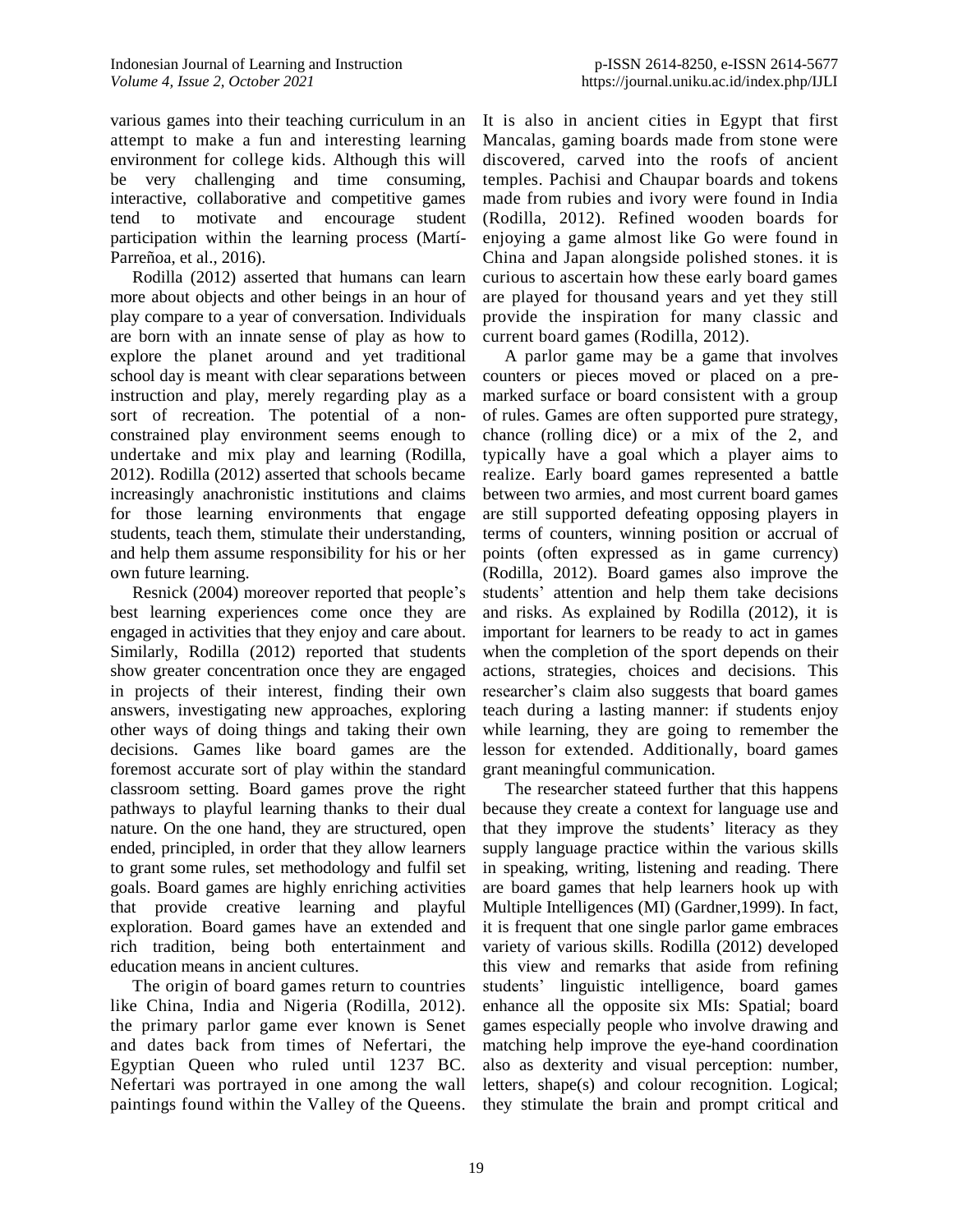various games into their teaching curriculum in an attempt to make a fun and interesting learning environment for college kids. Although this will be very challenging and time consuming, interactive, collaborative and competitive games tend to motivate and encourage student participation within the learning process (Martí-Parreñoa, et al., 2016).

Rodilla (2012) asserted that humans can learn more about objects and other beings in an hour of play compare to a year of conversation. Individuals are born with an innate sense of play as how to explore the planet around and yet traditional school day is meant with clear separations between instruction and play, merely regarding play as a sort of recreation. The potential of a non-constrained play environment seems enough to undertake and mix play and learning (Rodilla, 2012). Rodilla (2012) asserted that schools became increasingly anachronistic institutions and claims for those learning environments that engage students, teach them, stimulate their understanding, and help them assume responsibility for his or her own future learning.

Resnick (2004) moreover reported that people's best learning experiences come once they are engaged in activities that they enjoy and care about. Similarly, Rodilla (2012) reported that students show greater concentration once they are engaged in projects of their interest, finding their own answers, investigating new approaches, exploring other ways of doing things and taking their own decisions. Games like board games are the foremost accurate sort of play within the standard classroom setting. Board games prove the right pathways to playful learning thanks to their dual nature. On the one hand, they are structured, open ended, principled, in order that they allow learners to grant some rules, set methodology and fulfil set goals. Board games are highly enriching activities that provide creative learning and playful exploration. Board games have an extended and rich tradition, being both entertainment and education means in ancient cultures.

The origin of board games return to countries like China, India and Nigeria (Rodilla, 2012). the primary parlor game ever known is Senet and dates back from times of Nefertari, the Egyptian Queen who ruled until 1237 BC. Nefertari was portrayed in one among the wall paintings found within the Valley of the Queens. It is also in ancient cities in Egypt that first Mancalas, gaming boards made from stone were discovered, carved into the roofs of ancient temples. Pachisi and Chaupar boards and tokens made from rubies and ivory were found in India (Rodilla, 2012). Refined wooden boards for enjoying a game almost like Go were found in China and Japan alongside polished stones. it is curious to ascertain how these early board games are played for thousand years and yet they still provide the inspiration for many classic and current board games (Rodilla, 2012).

A parlor game may be a game that involves counters or pieces moved or placed on a pre-marked surface or board consistent with a group of rules. Games are often supported pure strategy, chance (rolling dice) or a mix of the 2, and typically have a goal which a player aims to realize. Early board games represented a battle between two armies, and most current board games are still supported defeating opposing players in terms of counters, winning position or accrual of points (often expressed as in game currency) (Rodilla, 2012). Board games also improve the students' attention and help them take decisions and risks. As explained by Rodilla (2012), it is important for learners to be ready to act in games when the completion of the sport depends on their actions, strategies, choices and decisions. This researcher's claim also suggests that board games teach during a lasting manner: if students enjoy while learning, they are going to remember the lesson for extended. Additionally, board games grant meaningful communication.

The researcher stateed further that this happens because they create a context for language use and that they improve the students' literacy as they supply language practice within the various skills in speaking, writing, listening and reading. There are board games that help learners hook up with Multiple Intelligences (MI) (Gardner,1999). In fact, it is frequent that one single parlor game embraces variety of various skills. Rodilla (2012) developed this view and remarks that aside from refining students' linguistic intelligence, board games enhance all the opposite six MIs: Spatial; board games especially people who involve drawing and matching help improve the eye-hand coordination also as dexterity and visual perception: number, letters, shape(s) and colour recognition. Logical; they stimulate the brain and prompt critical and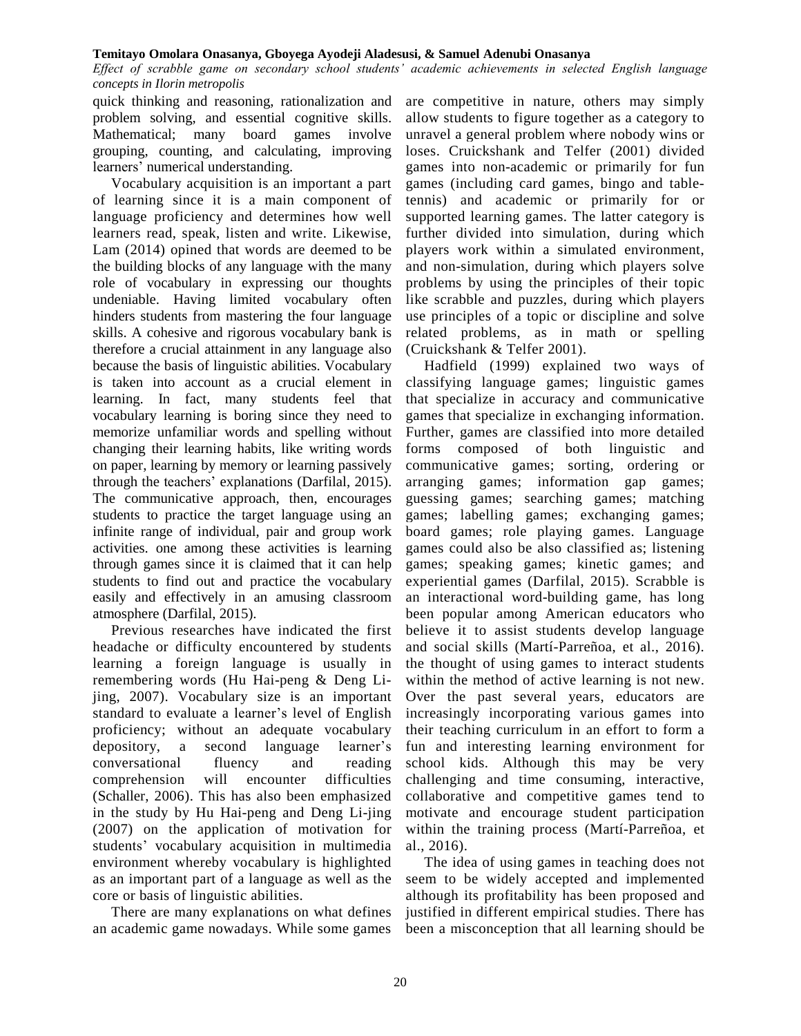quick thinking and reasoning, rationalization and problem solving, and essential cognitive skills. Mathematical; many board games involve grouping, counting, and calculating, improving learners' numerical understanding.

Vocabulary acquisition is an important a part of learning since it is a main component of language proficiency and determines how well learners read, speak, listen and write. Likewise, Lam (2014) opined that words are deemed to be the building blocks of any language with the many role of vocabulary in expressing our thoughts undeniable. Having limited vocabulary often hinders students from mastering the four language skills. A cohesive and rigorous vocabulary bank is therefore a crucial attainment in any language also because the basis of linguistic abilities. Vocabulary is taken into account as a crucial element in learning. In fact, many students feel that vocabulary learning is boring since they need to memorize unfamiliar words and spelling without changing their learning habits, like writing words on paper, learning by memory or learning passively through the teachers' explanations (Darfilal, 2015). The communicative approach, then, encourages students to practice the target language using an infinite range of individual, pair and group work activities. one among these activities is learning through games since it is claimed that it can help students to find out and practice the vocabulary easily and effectively in an amusing classroom atmosphere (Darfilal, 2015).

Previous researches have indicated the first headache or difficulty encountered by students learning a foreign language is usually in remembering words (Hu Hai-peng & Deng Li-jing, 2007). Vocabulary size is an important standard to evaluate a learner's level of English proficiency; without an adequate vocabulary depository, a second language learner's conversational fluency and reading comprehension will encounter difficulties (Schaller, 2006). This has also been emphasized in the study by Hu Hai-peng and Deng Li-jing (2007) on the application of motivation for students' vocabulary acquisition in multimedia environment whereby vocabulary is highlighted as an important part of a language as well as the core or basis of linguistic abilities.

There are many explanations on what defines an academic game nowadays. While some games are competitive in nature, others may simply allow students to figure together as a category to unravel a general problem where nobody wins or loses. Cruickshank and Telfer (2001) divided games into non-academic or primarily for fun games (including card games, bingo and table-tennis) and academic or primarily for or supported learning games. The latter category is further divided into simulation, during which players work within a simulated environment, and non-simulation, during which players solve problems by using the principles of their topic like scrabble and puzzles, during which players use principles of a topic or discipline and solve related problems, as in math or spelling (Cruickshank & Telfer 2001).

Hadfield (1999) explained two ways of classifying language games; linguistic games that specialize in accuracy and communicative games that specialize in exchanging information. Further, games are classified into more detailed forms composed of both linguistic and communicative games; sorting, ordering or arranging games; information gap games; guessing games; searching games; matching games; labelling games; exchanging games; board games; role playing games. Language games could also be also classified as; listening games; speaking games; kinetic games; and experiential games (Darfilal, 2015). Scrabble is an interactional word-building game, has long been popular among American educators who believe it to assist students develop language and social skills (Martí-Parreñoa, et al., 2016). the thought of using games to interact students within the method of active learning is not new. Over the past several years, educators are increasingly incorporating various games into their teaching curriculum in an effort to form a fun and interesting learning environment for school kids. Although this may be very challenging and time consuming, interactive, collaborative and competitive games tend to motivate and encourage student participation within the training process (Martí-Parreñoa, et al., 2016).

The idea of using games in teaching does not seem to be widely accepted and implemented although its profitability has been proposed and justified in different empirical studies. There has been a misconception that all learning should be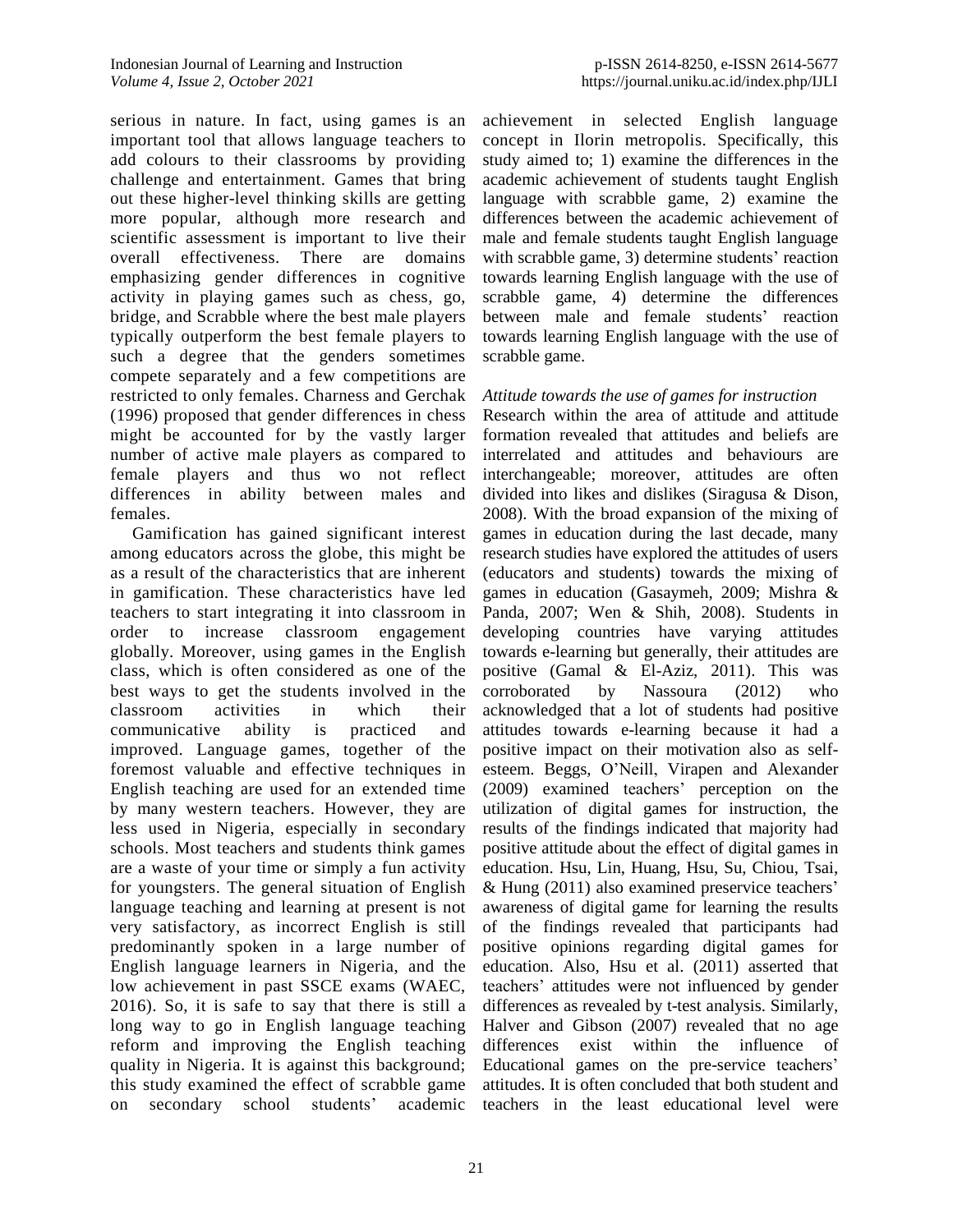serious in nature. In fact, using games is an important tool that allows language teachers to add colours to their classrooms by providing challenge and entertainment. Games that bring out these higher-level thinking skills are getting more popular, although more research and scientific assessment is important to live their overall effectiveness. There are domains emphasizing gender differences in cognitive activity in playing games such as chess, go, bridge, and Scrabble where the best male players typically outperform the best female players to such a degree that the genders sometimes compete separately and a few competitions are restricted to only females. Charness and Gerchak (1996) proposed that gender differences in chess might be accounted for by the vastly larger number of active male players as compared to female players and thus wo not reflect differences in ability between males and females.

Gamification has gained significant interest among educators across the globe, this might be as a result of the characteristics that are inherent in gamification. These characteristics have led teachers to start integrating it into classroom in order to increase classroom engagement globally. Moreover, using games in the English class, which is often considered as one of the best ways to get the students involved in the classroom activities in which their communicative ability is practiced and improved. Language games, together of the foremost valuable and effective techniques in English teaching are used for an extended time by many western teachers. However, they are less used in Nigeria, especially in secondary schools. Most teachers and students think games are a waste of your time or simply a fun activity for youngsters. The general situation of English language teaching and learning at present is not very satisfactory, as incorrect English is still predominantly spoken in a large number of English language learners in Nigeria, and the low achievement in past SSCE exams (WAEC, 2016). So, it is safe to say that there is still a long way to go in English language teaching reform and improving the English teaching quality in Nigeria. It is against this background; this study examined the effect of scrabble game on secondary school students' academic achievement in selected English language concept in Ilorin metropolis. Specifically, this study aimed to; 1) examine the differences in the academic achievement of students taught English language with scrabble game, 2) examine the differences between the academic achievement of male and female students taught English language with scrabble game, 3) determine students' reaction towards learning English language with the use of scrabble game, 4) determine the differences between male and female students' reaction towards learning English language with the use of scrabble game.

*Attitude towards the use of games for instruction*

Research within the area of attitude and attitude formation revealed that attitudes and beliefs are interrelated and attitudes and behaviours are interchangeable; moreover, attitudes are often divided into likes and dislikes (Siragusa & Dison, 2008). With the broad expansion of the mixing of games in education during the last decade, many research studies have explored the attitudes of users (educators and students) towards the mixing of games in education (Gasaymeh, 2009; Mishra & Panda, 2007; Wen & Shih, 2008). Students in developing countries have varying attitudes towards e-learning but generally, their attitudes are positive (Gamal & El-Aziz, 2011). This was corroborated by Nassoura (2012) who acknowledged that a lot of students had positive attitudes towards e-learning because it had a positive impact on their motivation also as self-esteem. Beggs, O'Neill, Virapen and Alexander (2009) examined teachers' perception on the utilization of digital games for instruction, the results of the findings indicated that majority had positive attitude about the effect of digital games in education. Hsu, Lin, Huang, Hsu, Su, Chiou, Tsai, & Hung (2011) also examined preservice teachers' awareness of digital game for learning the results of the findings revealed that participants had positive opinions regarding digital games for education. Also, Hsu et al. (2011) asserted that teachers' attitudes were not influenced by gender differences as revealed by t-test analysis. Similarly, Halver and Gibson (2007) revealed that no age differences exist within the influence of Educational games on the pre-service teachers' attitudes. It is often concluded that both student and teachers in the least educational level were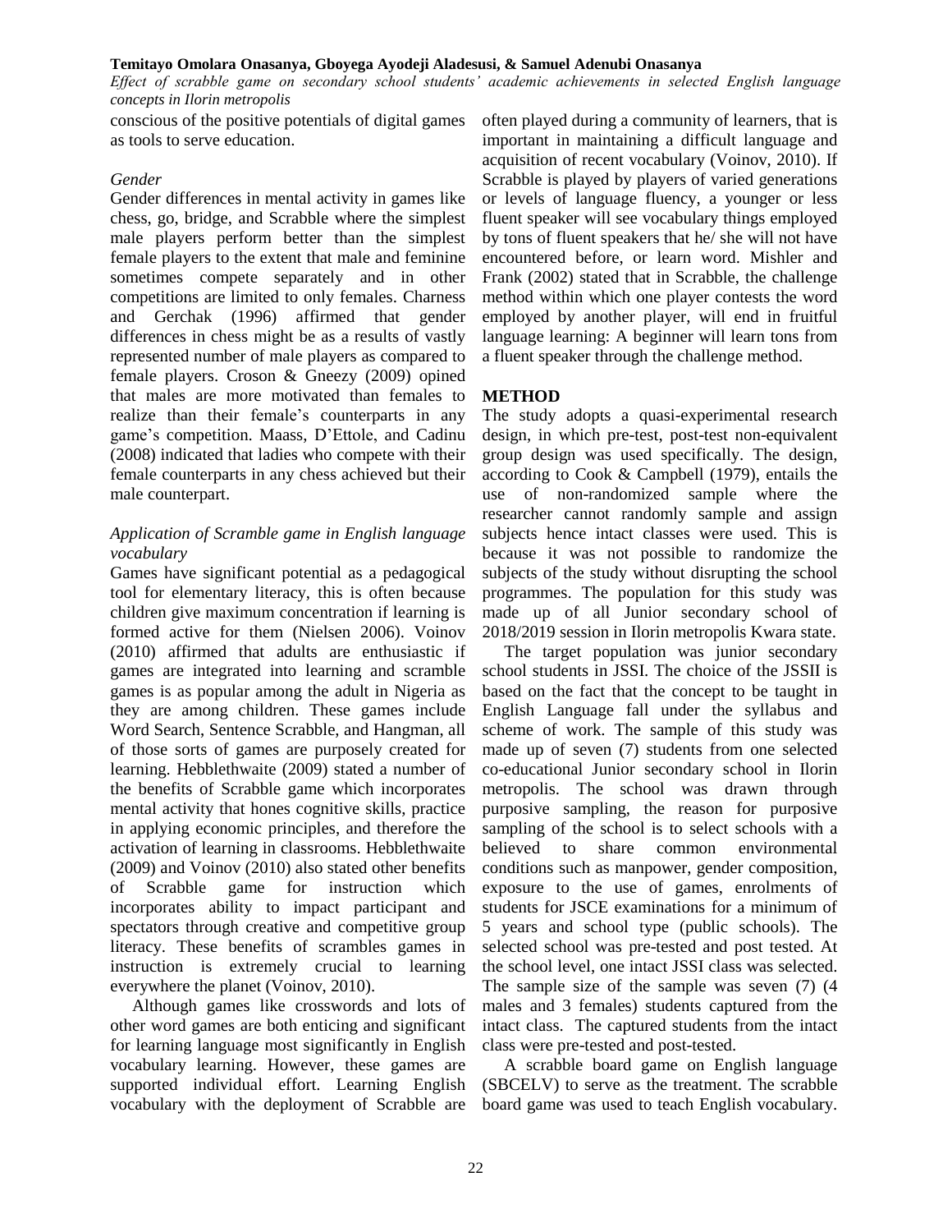conscious of the positive potentials of digital games as tools to serve education.

### *Gender*

Gender differences in mental activity in games like chess, go, bridge, and Scrabble where the simplest male players perform better than the simplest female players to the extent that male and feminine sometimes compete separately and in other competitions are limited to only females. Charness and Gerchak (1996) affirmed that gender differences in chess might be as a results of vastly represented number of male players as compared to female players. Croson & Gneezy (2009) opined that males are more motivated than females to realize than their female's counterparts in any game's competition. Maass, D'Ettole, and Cadinu (2008) indicated that ladies who compete with their female counterparts in any chess achieved but their male counterpart.

### *Application of Scramble game in English language vocabulary*

Games have significant potential as a pedagogical tool for elementary literacy, this is often because children give maximum concentration if learning is formed active for them (Nielsen 2006). Voinov (2010) affirmed that adults are enthusiastic if games are integrated into learning and scramble games is as popular among the adult in Nigeria as they are among children. These games include Word Search, Sentence Scrabble, and Hangman, all of those sorts of games are purposely created for learning. Hebblethwaite (2009) stated a number of the benefits of Scrabble game which incorporates mental activity that hones cognitive skills, practice in applying economic principles, and therefore the activation of learning in classrooms. Hebblethwaite (2009) and Voinov (2010) also stated other benefits of Scrabble game for instruction which incorporates ability to impact participant and spectators through creative and competitive group literacy. These benefits of scrambles games in instruction is extremely crucial to learning everywhere the planet (Voinov, 2010).

Although games like crosswords and lots of other word games are both enticing and significant for learning language most significantly in English vocabulary learning. However, these games are supported individual effort. Learning English vocabulary with the deployment of Scrabble are often played during a community of learners, that is important in maintaining a difficult language and acquisition of recent vocabulary (Voinov, 2010). If Scrabble is played by players of varied generations or levels of language fluency, a younger or less fluent speaker will see vocabulary things employed by tons of fluent speakers that he/ she will not have encountered before, or learn word. Mishler and Frank (2002) stated that in Scrabble, the challenge method within which one player contests the word employed by another player, will end in fruitful language learning: A beginner will learn tons from a fluent speaker through the challenge method.

## METHOD

The study adopts a quasi-experimental research design, in which pre-test, post-test non-equivalent group design was used specifically. The design, according to Cook & Campbell (1979), entails the use of non-randomized sample where the researcher cannot randomly sample and assign subjects hence intact classes were used. This is because it was not possible to randomize the subjects of the study without disrupting the school programmes. The population for this study was made up of all Junior secondary school of 2018/2019 session in Ilorin metropolis Kwara state.

The target population was junior secondary school students in JSSI. The choice of the JSSII is based on the fact that the concept to be taught in English Language fall under the syllabus and scheme of work. The sample of this study was made up of seven (7) students from one selected co-educational Junior secondary school in Ilorin metropolis. The school was drawn through purposive sampling, the reason for purposive sampling of the school is to select schools with a believed to share common environmental conditions such as manpower, gender composition, exposure to the use of games, enrolments of students for JSCE examinations for a minimum of 5 years and school type (public schools). The selected school was pre-tested and post tested. At the school level, one intact JSSI class was selected. The sample size of the sample was seven (7) (4 males and 3 females) students captured from the intact class. The captured students from the intact class were pre-tested and post-tested.

A scrabble board game on English language (SBCELV) to serve as the treatment. The scrabble board game was used to teach English vocabulary.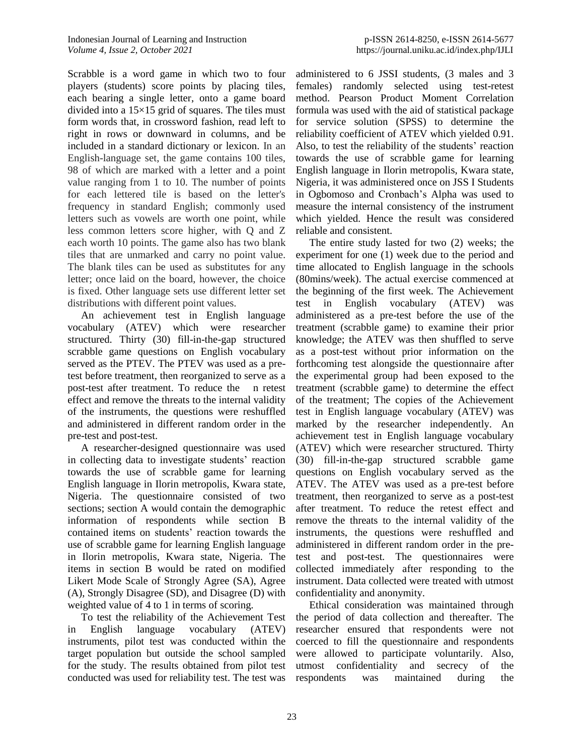Scrabble is a word game in which two to four players (students) score points by placing tiles, each bearing a single letter, onto a game board divided into a 15×15 grid of squares. The tiles must form words that, in crossword fashion, read left to right in rows or downward in columns, and be included in a standard dictionary or lexicon. In an English-language set, the game contains 100 tiles, 98 of which are marked with a letter and a point value ranging from 1 to 10. The number of points for each lettered tile is based on the letter's frequency in standard English; commonly used letters such as vowels are worth one point, while less common letters score higher, with Q and Z each worth 10 points. The game also has two blank tiles that are unmarked and carry no point value. The blank tiles can be used as substitutes for any letter; once laid on the board, however, the choice is fixed. Other language sets use different letter set distributions with different point values.

An achievement test in English language vocabulary (ATEV) which were researcher structured. Thirty (30) fill-in-the-gap structured scrabble game questions on English vocabulary served as the PTEV. The PTEV was used as a pre-test before treatment, then reorganized to serve as a post-test after treatment. To reduce the n retest effect and remove the threats to the internal validity of the instruments, the questions were reshuffled and administered in different random order in the pre-test and post-test.

A researcher-designed questionnaire was used in collecting data to investigate students' reaction towards the use of scrabble game for learning English language in Ilorin metropolis, Kwara state, Nigeria. The questionnaire consisted of two sections; section A would contain the demographic information of respondents while section B contained items on students' reaction towards the use of scrabble game for learning English language in Ilorin metropolis, Kwara state, Nigeria. The items in section B would be rated on modified Likert Mode Scale of Strongly Agree (SA), Agree (A), Strongly Disagree (SD), and Disagree (D) with weighted value of 4 to 1 in terms of scoring.

To test the reliability of the Achievement Test in English language vocabulary (ATEV) instruments, pilot test was conducted within the target population but outside the school sampled for the study. The results obtained from pilot test conducted was used for reliability test. The test was administered to 6 JSSI students, (3 males and 3 females) randomly selected using test-retest method. Pearson Product Moment Correlation formula was used with the aid of statistical package for service solution (SPSS) to determine the reliability coefficient of ATEV which yielded 0.91. Also, to test the reliability of the students' reaction towards the use of scrabble game for learning English language in Ilorin metropolis, Kwara state, Nigeria, it was administered once on JSS I Students in Ogbomoso and Cronbach's Alpha was used to measure the internal consistency of the instrument which yielded. Hence the result was considered reliable and consistent.

The entire study lasted for two (2) weeks; the experiment for one (1) week due to the period and time allocated to English language in the schools (80mins/week). The actual exercise commenced at the beginning of the first week. The Achievement test in English vocabulary (ATEV) was administered as a pre-test before the use of the treatment (scrabble game) to examine their prior knowledge; the ATEV was then shuffled to serve as a post-test without prior information on the forthcoming test alongside the questionnaire after the experimental group had been exposed to the treatment (scrabble game) to determine the effect of the treatment; The copies of the Achievement test in English language vocabulary (ATEV) was marked by the researcher independently. An achievement test in English language vocabulary (ATEV) which were researcher structured. Thirty (30) fill-in-the-gap structured scrabble game questions on English vocabulary served as the ATEV. The ATEV was used as a pre-test before treatment, then reorganized to serve as a post-test after treatment. To reduce the retest effect and remove the threats to the internal validity of the instruments, the questions were reshuffled and administered in different random order in the pre-test and post-test. The questionnaires were collected immediately after responding to the instrument. Data collected were treated with utmost confidentiality and anonymity.

Ethical consideration was maintained through the period of data collection and thereafter. The researcher ensured that respondents were not coerced to fill the questionnaire and respondents were allowed to participate voluntarily. Also, utmost confidentiality and secrecy of the respondents was maintained during the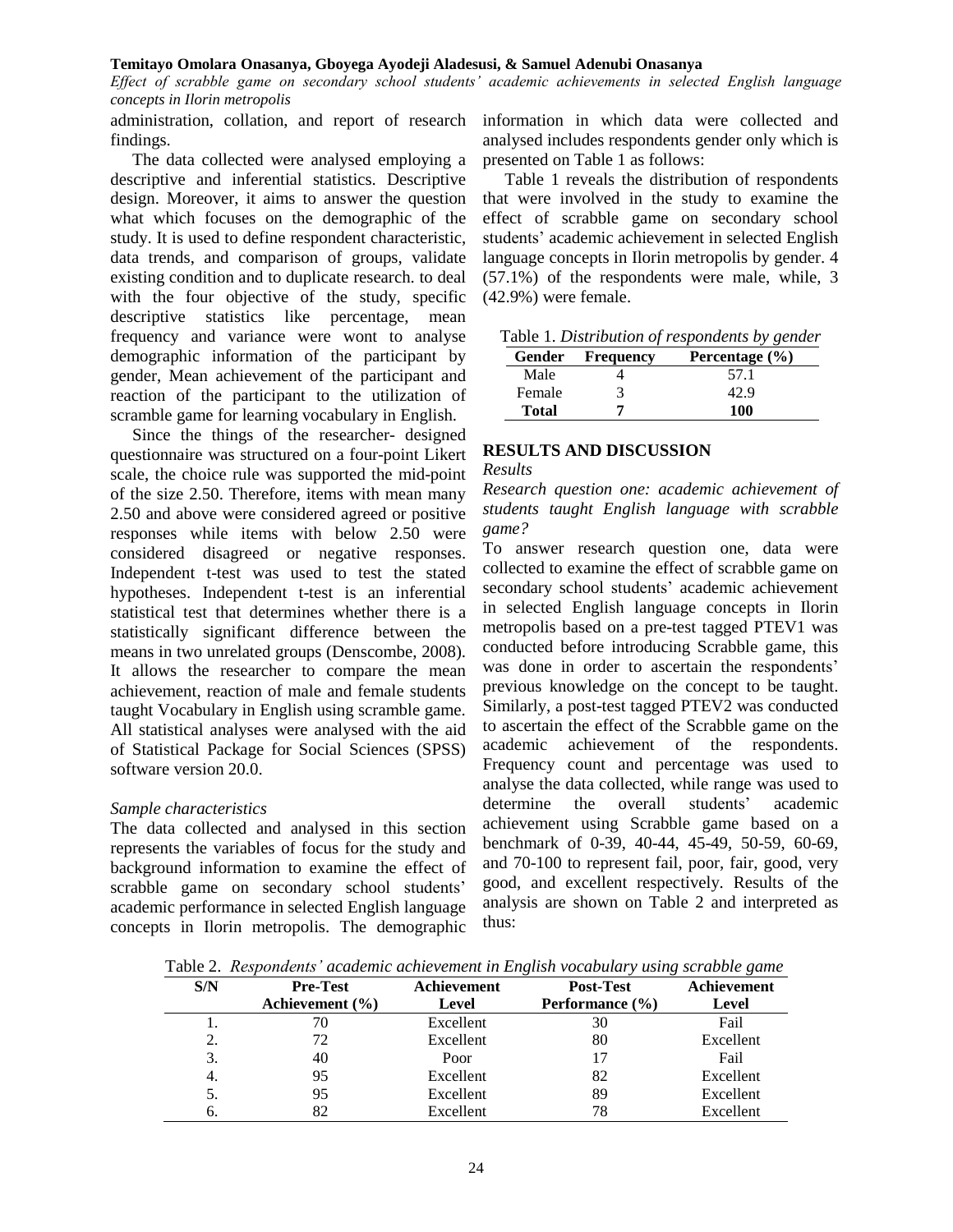administration, collation, and report of research findings.

The data collected were analysed employing a descriptive and inferential statistics. Descriptive design. Moreover, it aims to answer the question what which focuses on the demographic of the study. It is used to define respondent characteristic, data trends, and comparison of groups, validate existing condition and to duplicate research. to deal with the four objective of the study, specific descriptive statistics like percentage, mean frequency and variance were wont to analyse demographic information of the participant by gender, Mean achievement of the participant and reaction of the participant to the utilization of scramble game for learning vocabulary in English.

Since the things of the researcher- designed questionnaire was structured on a four-point Likert scale, the choice rule was supported the mid-point of the size 2.50. Therefore, items with mean many 2.50 and above were considered agreed or positive responses while items with below 2.50 were considered disagreed or negative responses. Independent t-test was used to test the stated hypotheses. Independent t-test is an inferential statistical test that determines whether there is a statistically significant difference between the means in two unrelated groups (Denscombe, 2008). It allows the researcher to compare the mean achievement, reaction of male and female students taught Vocabulary in English using scramble game. All statistical analyses were analysed with the aid of Statistical Package for Social Sciences (SPSS) software version 20.0.

*Sample characteristics*

The data collected and analysed in this section represents the variables of focus for the study and background information to examine the effect of scrabble game on secondary school students' academic performance in selected English language concepts in Ilorin metropolis. The demographic information in which data were collected and analysed includes respondents gender only which is presented on Table 1 as follows:

Table 1 reveals the distribution of respondents that were involved in the study to examine the effect of scrabble game on secondary school students' academic achievement in selected English language concepts in Ilorin metropolis by gender. 4 (57.1%) of the respondents were male, while, 3 (42.9%) were female.

Table 1. *Distribution of respondents by gender*

| Gender | Frequency | Percentage (%) |
|---|---|---|
| Male | 4 | 57.1 |
| Female | 3 | 42.9 |
| **Total** | **7** | **100** |

## RESULTS AND DISCUSSION

### *Results*

*Research question one: academic achievement of students taught English language with scrabble game?*

To answer research question one, data were collected to examine the effect of scrabble game on secondary school students' academic achievement in selected English language concepts in Ilorin metropolis based on a pre-test tagged PTEV1 was conducted before introducing Scrabble game, this was done in order to ascertain the respondents' previous knowledge on the concept to be taught. Similarly, a post-test tagged PTEV2 was conducted to ascertain the effect of the Scrabble game on the academic achievement of the respondents. Frequency count and percentage was used to analyse the data collected, while range was used to determine the overall students' academic achievement using Scrabble game based on a benchmark of 0-39, 40-44, 45-49, 50-59, 60-69, and 70-100 to represent fail, poor, fair, good, very good, and excellent respectively. Results of the analysis are shown on Table 2 and interpreted as thus:

Table 2. *Respondents' academic achievement in English vocabulary using scrabble game*

| S/N | Pre-Test Achievement (%) | Achievement Level | Post-Test Performance (%) | Achievement Level |
|---|---|---|---|---|
| 1. | 70 | Excellent | 30 | Fail |
| 2. | 72 | Excellent | 80 | Excellent |
| 3. | 40 | Poor | 17 | Fail |
| 4. | 95 | Excellent | 82 | Excellent |
| 5. | 95 | Excellent | 89 | Excellent |
| 6. | 82 | Excellent | 78 | Excellent |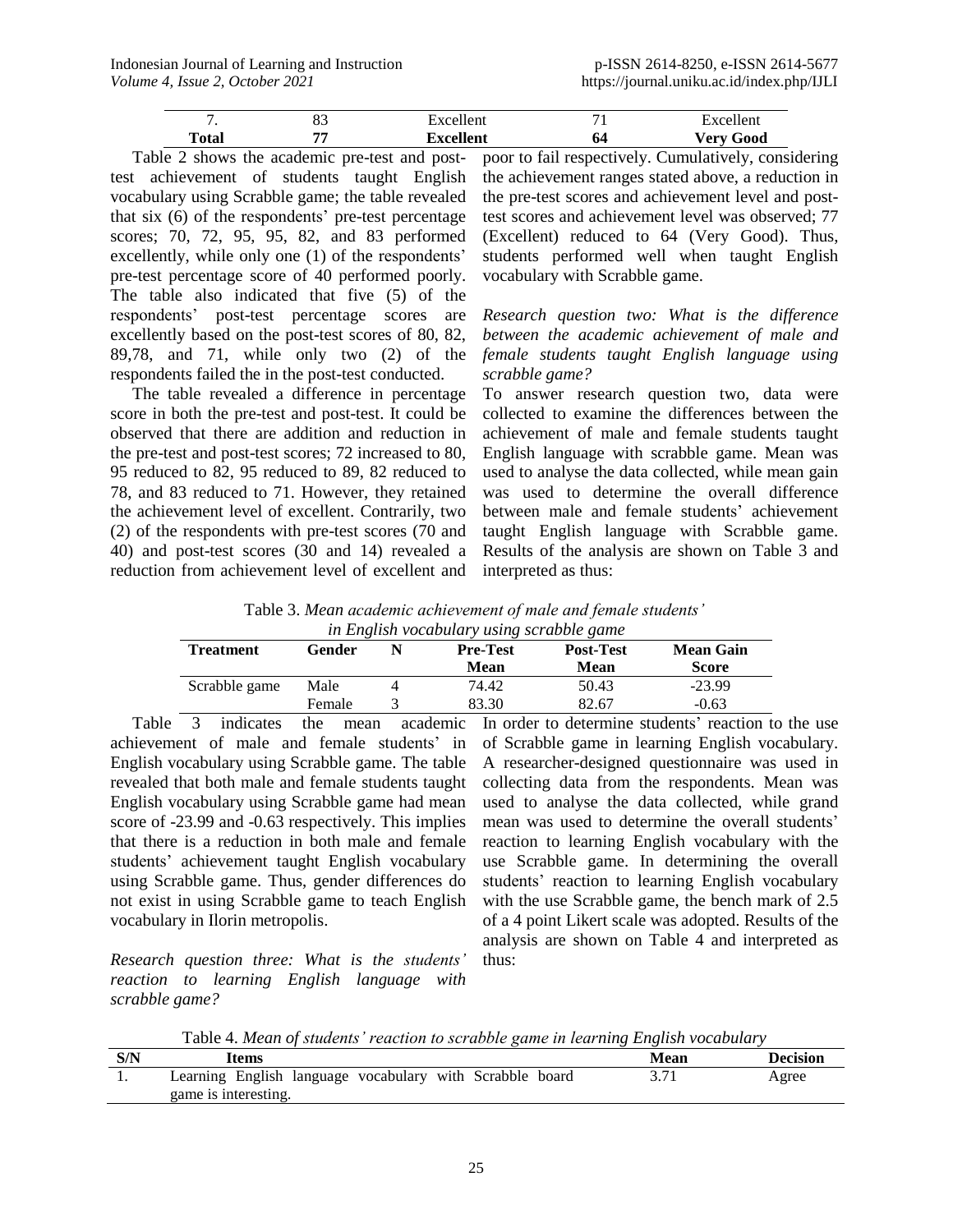| 7. | 83 | Excellent | 71 | Excellent |
|---|---|---|---|---|
| **Total** | **77** | **Excellent** | **64** | **Very Good** |

Table 2 shows the academic pre-test and post-test achievement of students taught English vocabulary using Scrabble game; the table revealed that six (6) of the respondents' pre-test percentage scores; 70, 72, 95, 95, 82, and 83 performed excellently, while only one (1) of the respondents' pre-test percentage score of 40 performed poorly. The table also indicated that five (5) of the respondents' post-test percentage scores are excellently based on the post-test scores of 80, 82, 89,78, and 71, while only two (2) of the respondents failed the in the post-test conducted.

The table revealed a difference in percentage score in both the pre-test and post-test. It could be observed that there are addition and reduction in the pre-test and post-test scores; 72 increased to 80, 95 reduced to 82, 95 reduced to 89, 82 reduced to 78, and 83 reduced to 71. However, they retained the achievement level of excellent. Contrarily, two (2) of the respondents with pre-test scores (70 and 40) and post-test scores (30 and 14) revealed a reduction from achievement level of excellent and poor to fail respectively. Cumulatively, considering the achievement ranges stated above, a reduction in the pre-test scores and achievement level and post-test scores and achievement level was observed; 77 (Excellent) reduced to 64 (Very Good). Thus, students performed well when taught English vocabulary with Scrabble game.

*Research question two: What is the difference between the academic achievement of male and female students taught English language using scrabble game?*

To answer research question two, data were collected to examine the differences between the achievement of male and female students taught English language with scrabble game. Mean was used to analyse the data collected, while mean gain was used to determine the overall difference between male and female students' achievement taught English language with Scrabble game. Results of the analysis are shown on Table 3 and interpreted as thus:

Table 3. *Mean academic achievement of male and female students' in English vocabulary using scrabble game*

| Treatment | Gender | N | Pre-Test Mean | Post-Test Mean | Mean Gain Score |
|---|---|---|---|---|---|
| Scrabble game | Male | 4 | 74.42 | 50.43 | -23.99 |
| | Female | 3 | 83.30 | 82.67 | -0.63 |

Table 3 indicates the mean academic achievement of male and female students' in English vocabulary using Scrabble game. The table revealed that both male and female students taught English vocabulary using Scrabble game had mean score of -23.99 and -0.63 respectively. This implies that there is a reduction in both male and female students' achievement taught English vocabulary using Scrabble game. Thus, gender differences do not exist in using Scrabble game to teach English vocabulary in Ilorin metropolis.

*Research question three: What is the students' reaction to learning English language with scrabble game?*

In order to determine students' reaction to the use of Scrabble game in learning English vocabulary. A researcher-designed questionnaire was used in collecting data from the respondents. Mean was used to analyse the data collected, while grand mean was used to determine the overall students' reaction to learning English vocabulary with the use Scrabble game. In determining the overall students' reaction to learning English vocabulary with the use Scrabble game, the bench mark of 2.5 of a 4 point Likert scale was adopted. Results of the analysis are shown on Table 4 and interpreted as thus:

Table 4. *Mean of students' reaction to scrabble game in learning English vocabulary*

| S/N | Items | Mean | Decision |
|---|---|---|---|
| 1. | Learning English language vocabulary with Scrabble board game is interesting. | 3.71 | Agree |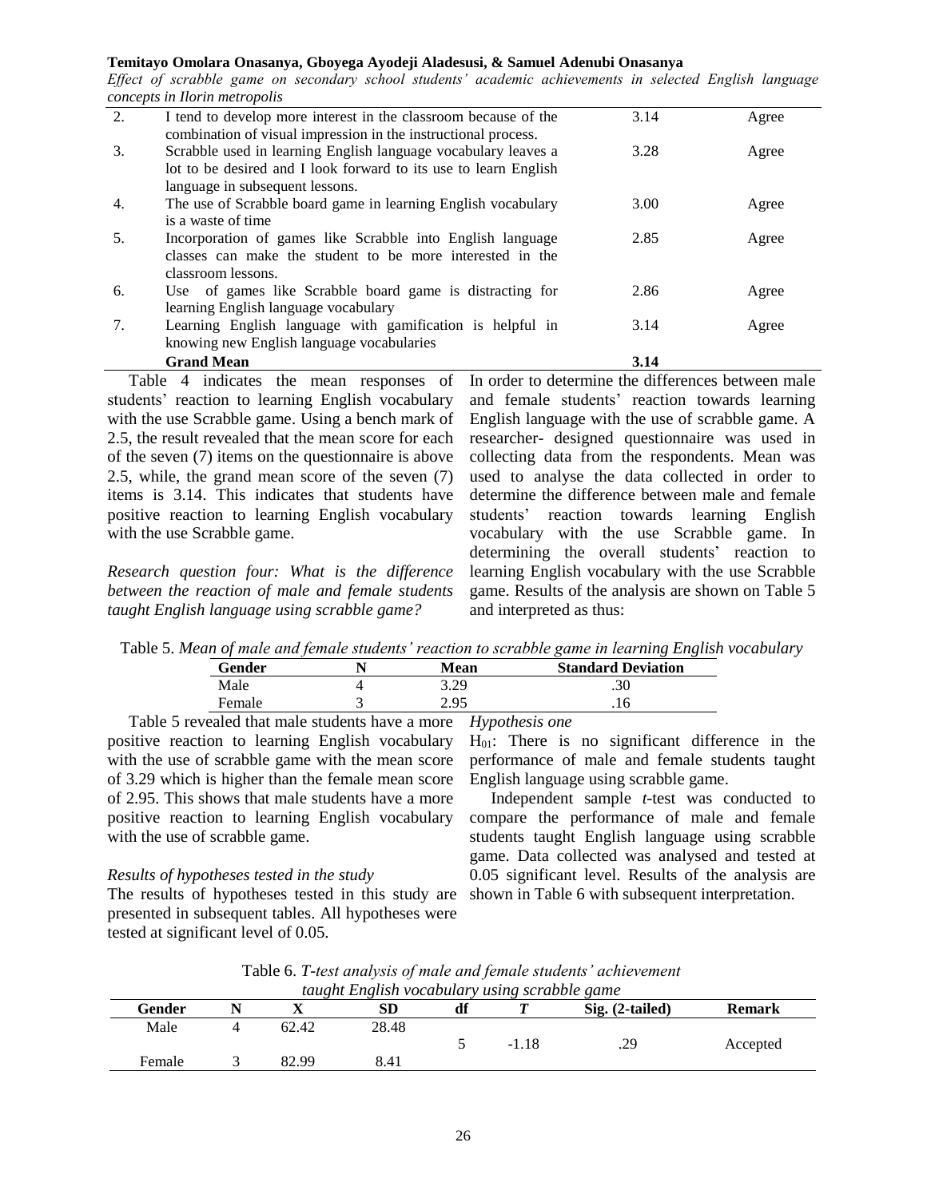| | | | |
|---|---|---|---|
| 2. | I tend to develop more interest in the classroom because of the combination of visual impression in the instructional process. | 3.14 | Agree |
| 3. | Scrabble used in learning English language vocabulary leaves a lot to be desired and I look forward to its use to learn English language in subsequent lessons. | 3.28 | Agree |
| 4. | The use of Scrabble board game in learning English vocabulary is a waste of time | 3.00 | Agree |
| 5. | Incorporation of games like Scrabble into English language classes can make the student to be more interested in the classroom lessons. | 2.85 | Agree |
| 6. | Use of games like Scrabble board game is distracting for learning English language vocabulary | 2.86 | Agree |
| 7. | Learning English language with gamification is helpful in knowing new English language vocabularies | 3.14 | Agree |
| | **Grand Mean** | **3.14** | |

Table 4 indicates the mean responses of students' reaction to learning English vocabulary with the use Scrabble game. Using a bench mark of 2.5, the result revealed that the mean score for each of the seven (7) items on the questionnaire is above 2.5, while, the grand mean score of the seven (7) items is 3.14. This indicates that students have positive reaction to learning English vocabulary with the use Scrabble game.

*Research question four: What is the difference between the reaction of male and female students taught English language using scrabble game?*

In order to determine the differences between male and female students' reaction towards learning English language with the use of scrabble game. A researcher- designed questionnaire was used in collecting data from the respondents. Mean was used to analyse the data collected in order to determine the difference between male and female students' reaction towards learning English vocabulary with the use Scrabble game. In determining the overall students' reaction to learning English vocabulary with the use Scrabble game. Results of the analysis are shown on Table 5 and interpreted as thus:

Table 5. *Mean of male and female students' reaction to scrabble game in learning English vocabulary*

| Gender | N | Mean | Standard Deviation |
|---|---|---|---|
| Male | 4 | 3.29 | .30 |
| Female | 3 | 2.95 | .16 |

Table 5 revealed that male students have a more positive reaction to learning English vocabulary with the use of scrabble game with the mean score of 3.29 which is higher than the female mean score of 2.95. This shows that male students have a more positive reaction to learning English vocabulary with the use of scrabble game.

*Results of hypotheses tested in the study*

The results of hypotheses tested in this study are presented in subsequent tables. All hypotheses were tested at significant level of 0.05.

*Hypothesis one*

$H_{01}$: There is no significant difference in the performance of male and female students taught English language using scrabble game.

Independent sample *t*-test was conducted to compare the performance of male and female students taught English language using scrabble game. Data collected was analysed and tested at 0.05 significant level. Results of the analysis are shown in Table 6 with subsequent interpretation.

Table 6. *T-test analysis of male and female students' achievement taught English vocabulary using scrabble game*

| Gender | N | X | SD | df | *T* | Sig. (2-tailed) | Remark |
|---|---|---|---|---|---|---|---|
| Male | 4 | 62.42 | 28.48 | 5 | -1.18 | .29 | Accepted |
| Female | 3 | 82.99 | 8.41 | | | | |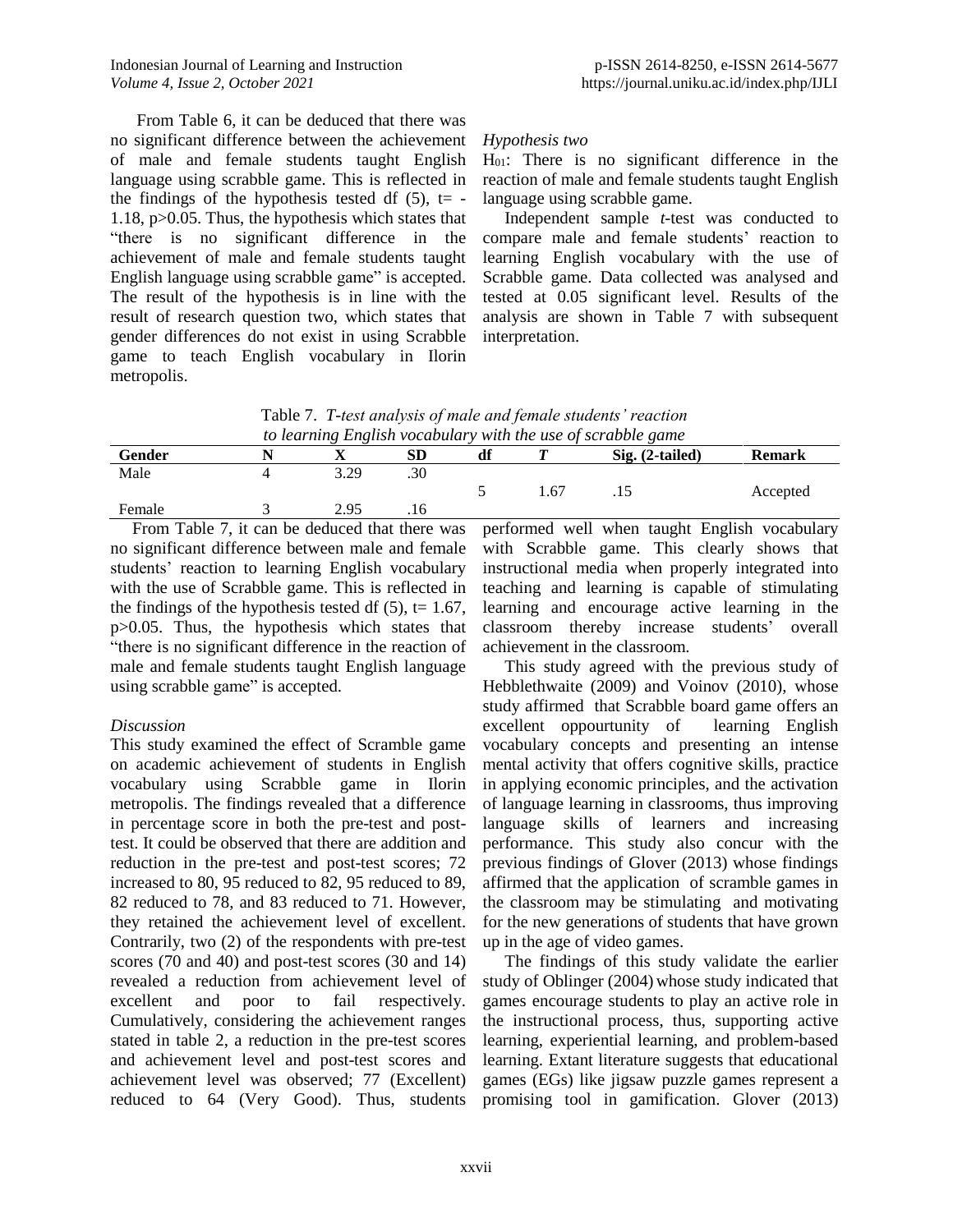From Table 6, it can be deduced that there was no significant difference between the achievement of male and female students taught English language using scrabble game. This is reflected in the findings of the hypothesis tested df (5), t= -1.18, p>0.05. Thus, the hypothesis which states that "there is no significant difference in the achievement of male and female students taught English language using scrabble game" is accepted. The result of the hypothesis is in line with the result of research question two, which states that gender differences do not exist in using Scrabble game to teach English vocabulary in Ilorin metropolis.

*Hypothesis two*

$H_{01}$: There is no significant difference in the reaction of male and female students taught English language using scrabble game.

Independent sample *t*-test was conducted to compare male and female students' reaction to learning English vocabulary with the use of Scrabble game. Data collected was analysed and tested at 0.05 significant level. Results of the analysis are shown in Table 7 with subsequent interpretation.

Table 7. *T-test analysis of male and female students' reaction to learning English vocabulary with the use of scrabble game*

| Gender | N | X | SD | df | *T* | Sig. (2-tailed) | Remark |
|---|---|---|---|---|---|---|---|
| Male | 4 | 3.29 | .30 | 5 | 1.67 | .15 | Accepted |
| Female | 3 | 2.95 | .16 | | | | |

From Table 7, it can be deduced that there was no significant difference between male and female students' reaction to learning English vocabulary with the use of Scrabble game. This is reflected in the findings of the hypothesis tested df (5), t= 1.67, p>0.05. Thus, the hypothesis which states that "there is no significant difference in the reaction of male and female students taught English language using scrabble game" is accepted.

*Discussion*

This study examined the effect of Scramble game on academic achievement of students in English vocabulary using Scrabble game in Ilorin metropolis. The findings revealed that a difference in percentage score in both the pre-test and post-test. It could be observed that there are addition and reduction in the pre-test and post-test scores; 72 increased to 80, 95 reduced to 82, 95 reduced to 89, 82 reduced to 78, and 83 reduced to 71. However, they retained the achievement level of excellent. Contrarily, two (2) of the respondents with pre-test scores (70 and 40) and post-test scores (30 and 14) revealed a reduction from achievement level of excellent and poor to fail respectively. Cumulatively, considering the achievement ranges stated in table 2, a reduction in the pre-test scores and achievement level and post-test scores and achievement level was observed; 77 (Excellent) reduced to 64 (Very Good). Thus, students performed well when taught English vocabulary with Scrabble game. This clearly shows that instructional media when properly integrated into teaching and learning is capable of stimulating learning and encourage active learning in the classroom thereby increase students' overall achievement in the classroom.

This study agreed with the previous study of Hebblethwaite (2009) and Voinov (2010), whose study affirmed that Scrabble board game offers an excellent oppourtunity of learning English vocabulary concepts and presenting an intense mental activity that offers cognitive skills, practice in applying economic principles, and the activation of language learning in classrooms, thus improving language skills of learners and increasing performance. This study also concur with the previous findings of Glover (2013) whose findings affirmed that the application of scramble games in the classroom may be stimulating and motivating for the new generations of students that have grown up in the age of video games.

The findings of this study validate the earlier study of Oblinger (2004) whose study indicated that games encourage students to play an active role in the instructional process, thus, supporting active learning, experiential learning, and problem-based learning. Extant literature suggests that educational games (EGs) like jigsaw puzzle games represent a promising tool in gamification. Glover (2013)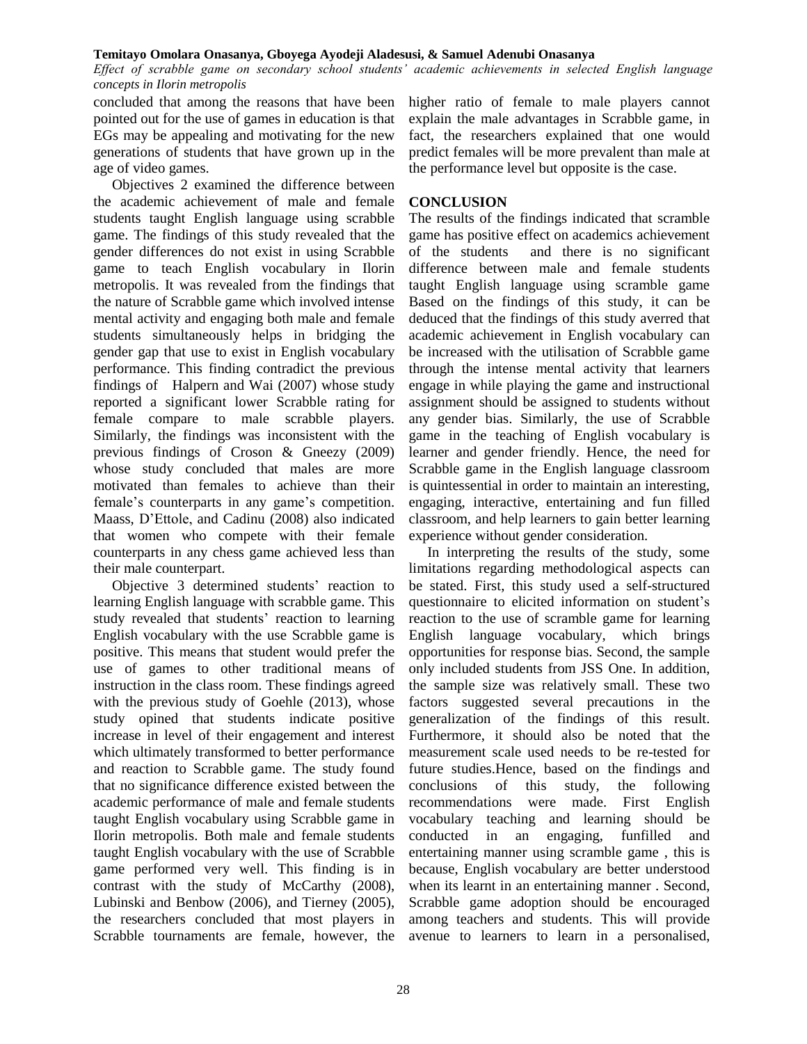concluded that among the reasons that have been pointed out for the use of games in education is that EGs may be appealing and motivating for the new generations of students that have grown up in the age of video games.

Objectives 2 examined the difference between the academic achievement of male and female students taught English language using scrabble game. The findings of this study revealed that the gender differences do not exist in using Scrabble game to teach English vocabulary in Ilorin metropolis. It was revealed from the findings that the nature of Scrabble game which involved intense mental activity and engaging both male and female students simultaneously helps in bridging the gender gap that use to exist in English vocabulary performance. This finding contradict the previous findings of Halpern and Wai (2007) whose study reported a significant lower Scrabble rating for female compare to male scrabble players. Similarly, the findings was inconsistent with the previous findings of Croson & Gneezy (2009) whose study concluded that males are more motivated than females to achieve than their female's counterparts in any game's competition. Maass, D'Ettole, and Cadinu (2008) also indicated that women who compete with their female counterparts in any chess game achieved less than their male counterpart.

Objective 3 determined students' reaction to learning English language with scrabble game. This study revealed that students' reaction to learning English vocabulary with the use Scrabble game is positive. This means that student would prefer the use of games to other traditional means of instruction in the class room. These findings agreed with the previous study of Goehle (2013), whose study opined that students indicate positive increase in level of their engagement and interest which ultimately transformed to better performance and reaction to Scrabble game. The study found that no significance difference existed between the academic performance of male and female students taught English vocabulary using Scrabble game in Ilorin metropolis. Both male and female students taught English vocabulary with the use of Scrabble game performed very well. This finding is in contrast with the study of McCarthy (2008), Lubinski and Benbow (2006), and Tierney (2005), the researchers concluded that most players in Scrabble tournaments are female, however, the higher ratio of female to male players cannot explain the male advantages in Scrabble game, in fact, the researchers explained that one would predict females will be more prevalent than male at the performance level but opposite is the case.

## CONCLUSION

The results of the findings indicated that scramble game has positive effect on academics achievement of the students and there is no significant difference between male and female students taught English language using scramble game Based on the findings of this study, it can be deduced that the findings of this study averred that academic achievement in English vocabulary can be increased with the utilisation of Scrabble game through the intense mental activity that learners engage in while playing the game and instructional assignment should be assigned to students without any gender bias. Similarly, the use of Scrabble game in the teaching of English vocabulary is learner and gender friendly. Hence, the need for Scrabble game in the English language classroom is quintessential in order to maintain an interesting, engaging, interactive, entertaining and fun filled classroom, and help learners to gain better learning experience without gender consideration.

In interpreting the results of the study, some limitations regarding methodological aspects can be stated. First, this study used a self-structured questionnaire to elicited information on student's reaction to the use of scramble game for learning English language vocabulary, which brings opportunities for response bias. Second, the sample only included students from JSS One. In addition, the sample size was relatively small. These two factors suggested several precautions in the generalization of the findings of this result. Furthermore, it should also be noted that the measurement scale used needs to be re-tested for future studies.Hence, based on the findings and conclusions of this study, the following recommendations were made. First English vocabulary teaching and learning should be conducted in an engaging, funfilled and entertaining manner using scramble game , this is because, English vocabulary are better understood when its learnt in an entertaining manner . Second, Scrabble game adoption should be encouraged among teachers and students. This will provide avenue to learners to learn in a personalised,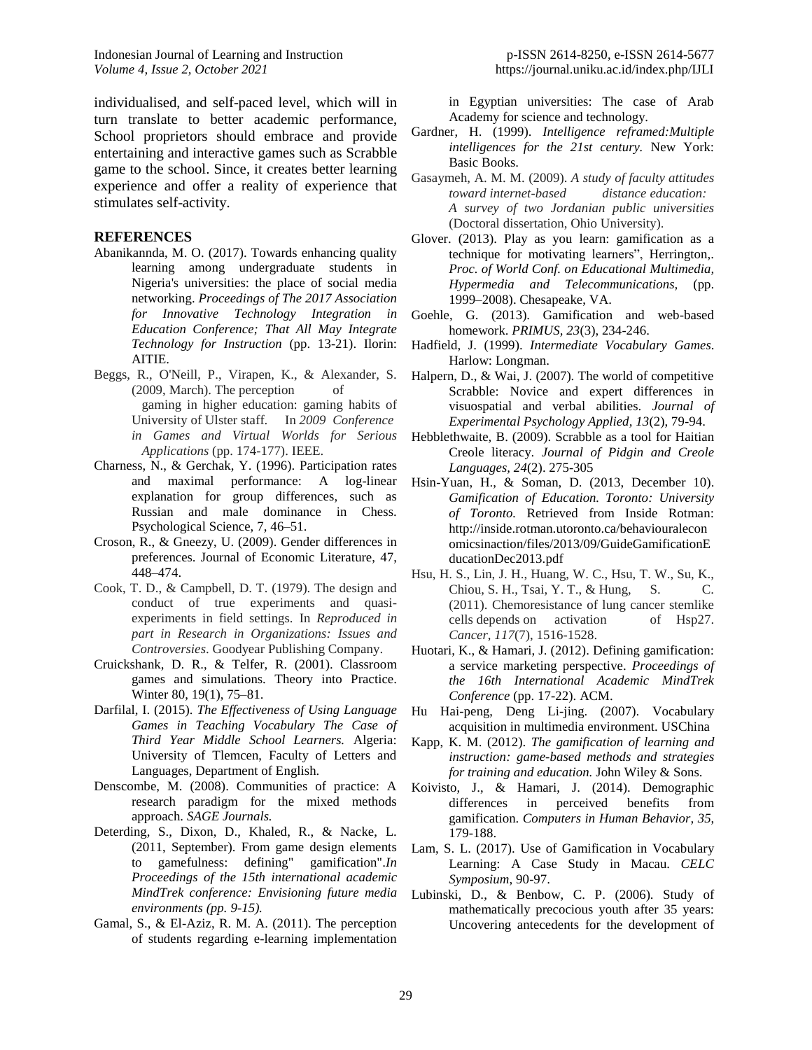individualised, and self-paced level, which will in turn translate to better academic performance, School proprietors should embrace and provide entertaining and interactive games such as Scrabble game to the school. Since, it creates better learning experience and offer a reality of experience that stimulates self-activity.

## REFERENCES

Abanikannda, M. O. (2017). Towards enhancing quality learning among undergraduate students in Nigeria's universities: the place of social media networking. *Proceedings of The 2017 Association for Innovative Technology Integration in Education Conference; That All May Integrate Technology for Instruction* (pp. 13-21). Ilorin: AITIE.

Beggs, R., O'Neill, P., Virapen, K., & Alexander, S. (2009, March). The perception of gaming in higher education: gaming habits of University of Ulster staff. In *2009 Conference in Games and Virtual Worlds for Serious Applications* (pp. 174-177). IEEE.

Charness, N., & Gerchak, Y. (1996). Participation rates and maximal performance: A log-linear explanation for group differences, such as Russian and male dominance in Chess. Psychological Science, 7, 46–51.

Croson, R., & Gneezy, U. (2009). Gender differences in preferences. Journal of Economic Literature, 47, 448–474.

Cook, T. D., & Campbell, D. T. (1979). The design and conduct of true experiments and quasi-experiments in field settings. In *Reproduced in part in Research in Organizations: Issues and Controversies*. Goodyear Publishing Company.

Cruickshank, D. R., & Telfer, R. (2001). Classroom games and simulations. Theory into Practice. Winter 80, 19(1), 75–81.

Darfilal, I. (2015). *The Effectiveness of Using Language Games in Teaching Vocabulary The Case of Third Year Middle School Learners.* Algeria: University of Tlemcen, Faculty of Letters and Languages, Department of English.

Denscombe, M. (2008). Communities of practice: A research paradigm for the mixed methods approach. *SAGE Journals.*

Deterding, S., Dixon, D., Khaled, R., & Nacke, L. (2011, September). From game design elements to gamefulness: defining" gamification".*In Proceedings of the 15th international academic MindTrek conference: Envisioning future media environments (pp. 9-15).*

Gamal, S., & El-Aziz, R. M. A. (2011). The perception of students regarding e-learning implementation in Egyptian universities: The case of Arab Academy for science and technology.

Gardner, H. (1999). *Intelligence reframed:Multiple intelligences for the 21st century.* New York: Basic Books.

Gasaymeh, A. M. M. (2009). *A study of faculty attitudes toward internet-based distance education: A survey of two Jordanian public universities* (Doctoral dissertation, Ohio University).

Glover. (2013). Play as you learn: gamification as a technique for motivating learners", Herrington,. *Proc. of World Conf. on Educational Multimedia, Hypermedia and Telecommunications,* (pp. 1999–2008). Chesapeake, VA.

Goehle, G. (2013). Gamification and web-based homework. *PRIMUS, 23*(3), 234-246.

Hadfield, J. (1999). *Intermediate Vocabulary Games.* Harlow: Longman.

Halpern, D., & Wai, J. (2007). The world of competitive Scrabble: Novice and expert differences in visuospatial and verbal abilities. *Journal of Experimental Psychology Applied, 13*(2), 79-94.

Hebblethwaite, B. (2009). Scrabble as a tool for Haitian Creole literacy. *Journal of Pidgin and Creole Languages, 24*(2). 275-305

Hsin-Yuan, H., & Soman, D. (2013, December 10). *Gamification of Education. Toronto: University of Toronto.* Retrieved from Inside Rotman: http://inside.rotman.utoronto.ca/behaviouraleconomicsinaction/files/2013/09/GuideGamificationEducationDec2013.pdf

Hsu, H. S., Lin, J. H., Huang, W. C., Hsu, T. W., Su, K., Chiou, S. H., Tsai, Y. T., & Hung, S. C. (2011). Chemoresistance of lung cancer stemlike cells depends on activation of Hsp27. *Cancer, 117*(7), 1516-1528.

Huotari, K., & Hamari, J. (2012). Defining gamification: a service marketing perspective. *Proceedings of the 16th International Academic MindTrek Conference* (pp. 17-22). ACM.

Hu Hai-peng, Deng Li-jing. (2007). Vocabulary acquisition in multimedia environment. USChina

Kapp, K. M. (2012). *The gamification of learning and instruction: game-based methods and strategies for training and education.* John Wiley & Sons.

Koivisto, J., & Hamari, J. (2014). Demographic differences in perceived benefits from gamification. *Computers in Human Behavior, 35*, 179-188.

Lam, S. L. (2017). Use of Gamification in Vocabulary Learning: A Case Study in Macau. *CELC Symposium*, 90-97.

Lubinski, D., & Benbow, C. P. (2006). Study of mathematically precocious youth after 35 years: Uncovering antecedents for the development of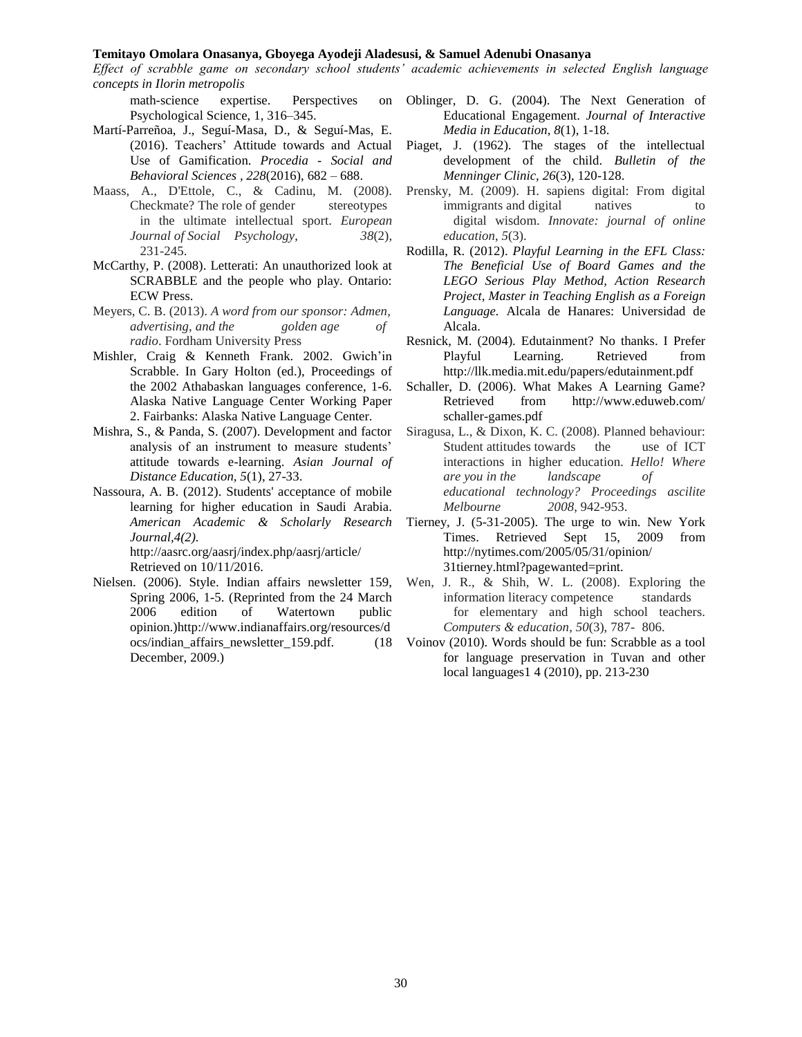math-science expertise. Perspectives on Psychological Science, 1, 316–345.

Martí-Parreñoa, J., Seguí-Masa, D., & Seguí-Mas, E. (2016). Teachers' Attitude towards and Actual Use of Gamification. *Procedia - Social and Behavioral Sciences , 228*(2016), 682 – 688.

Maass, A., D'Ettole, C., & Cadinu, M. (2008). Checkmate? The role of gender stereotypes in the ultimate intellectual sport. *European Journal of Social Psychology*, *38*(2), 231-245.

McCarthy, P. (2008). Letterati: An unauthorized look at SCRABBLE and the people who play. Ontario: ECW Press.

Meyers, C. B. (2013). *A word from our sponsor: Admen, advertising, and the golden age of radio*. Fordham University Press

Mishler, Craig & Kenneth Frank. 2002. Gwich'in Scrabble. In Gary Holton (ed.), Proceedings of the 2002 Athabaskan languages conference, 1-6. Alaska Native Language Center Working Paper 2. Fairbanks: Alaska Native Language Center.

Mishra, S., & Panda, S. (2007). Development and factor analysis of an instrument to measure students' attitude towards e-learning. *Asian Journal of Distance Education, 5*(1), 27-33.

Nassoura, A. B. (2012). Students' acceptance of mobile learning for higher education in Saudi Arabia. *American Academic & Scholarly Research Journal,4(2).* http://aasrc.org/aasrj/index.php/aasrj/article/ Retrieved on 10/11/2016.

Nielsen. (2006). Style. Indian affairs newsletter 159, Spring 2006, 1-5. (Reprinted from the 24 March 2006 edition of Watertown public opinion.)http://www.indianaffairs.org/resources/docs/indian_affairs_newsletter_159.pdf. (18 December, 2009.)

Oblinger, D. G. (2004). The Next Generation of Educational Engagement. *Journal of Interactive Media in Education, 8*(1), 1-18.

Piaget, J. (1962). The stages of the intellectual development of the child. *Bulletin of the Menninger Clinic, 26*(3), 120-128.

Prensky, M. (2009). H. sapiens digital: From digital immigrants and digital natives to digital wisdom. *Innovate: journal of online education*, *5*(3).

Rodilla, R. (2012). *Playful Learning in the EFL Class: The Beneficial Use of Board Games and the LEGO Serious Play Method, Action Research Project, Master in Teaching English as a Foreign Language.* Alcala de Hanares: Universidad de Alcala.

Resnick, M. (2004). Edutainment? No thanks. I Prefer Playful Learning. Retrieved from http://llk.media.mit.edu/papers/edutainment.pdf

Schaller, D. (2006). What Makes A Learning Game? Retrieved from http://www.eduweb.com/ schaller-games.pdf

Siragusa, L., & Dixon, K. C. (2008). Planned behaviour: Student attitudes towards the use of ICT interactions in higher education. *Hello! Where are you in the landscape of educational technology? Proceedings ascilite Melbourne 2008*, 942-953.

Tierney, J. (5-31-2005). The urge to win. New York Times. Retrieved Sept 15, 2009 from http://nytimes.com/2005/05/31/opinion/ 31tierney.html?pagewanted=print.

Wen, J. R., & Shih, W. L. (2008). Exploring the information literacy competence standards for elementary and high school teachers. *Computers & education*, *50*(3), 787- 806.

Voinov (2010). Words should be fun: Scrabble as a tool for language preservation in Tuvan and other local languages1 4 (2010), pp. 213-230